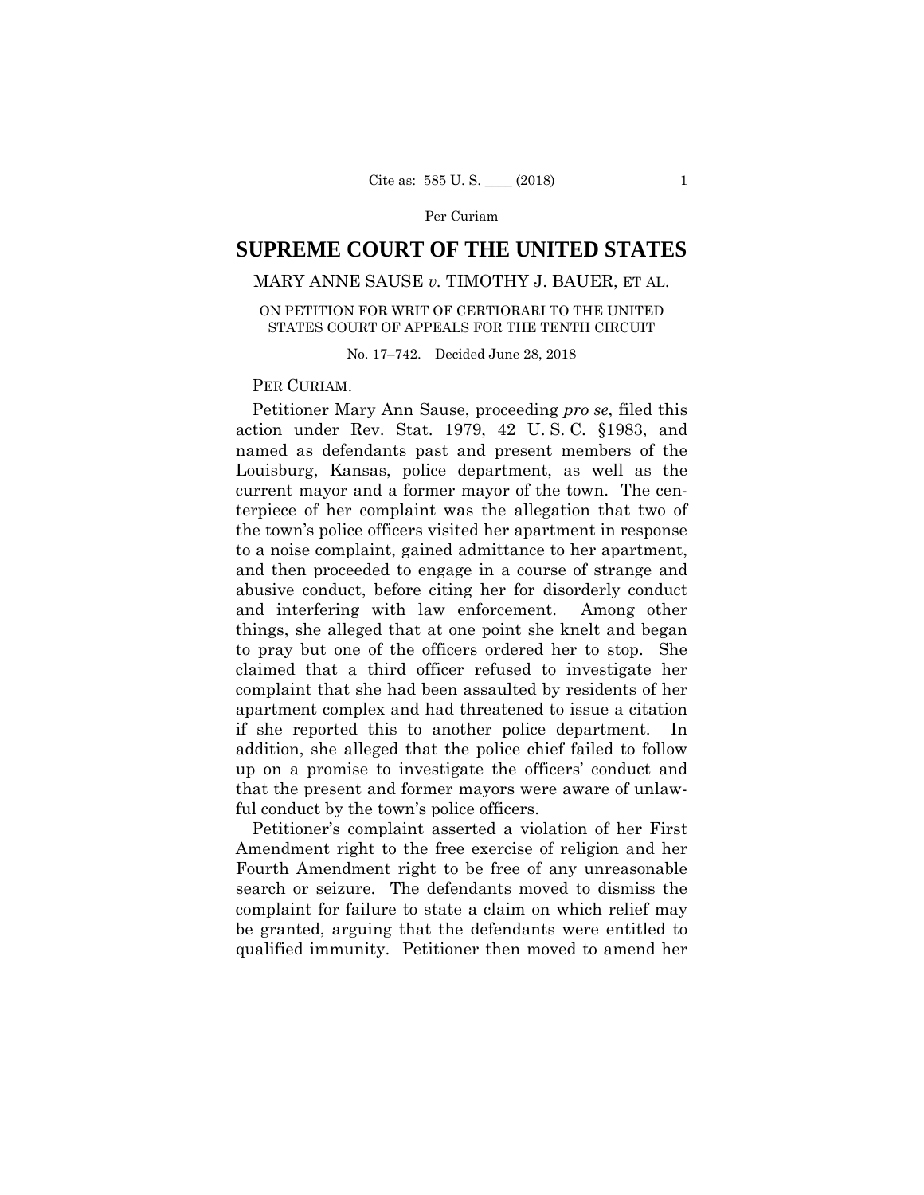Per Curiam

# SUPREME COURT OF THE UNITED STATES

MARY ANNE SAUSE *v.* TIMOTHY J. BAUER, ET AL.

ON PETITION FOR WRIT OF CERTIORARI TO THE UNITED STATES COURT OF APPEALS FOR THE TENTH CIRCUIT

No. 17–742. Decided June 28, 2018

PER CURIAM.

Petitioner Mary Ann Sause, proceeding *pro se*, filed this action under Rev. Stat. 1979, 42 U. S. C. §1983, and named as defendants past and present members of the Louisburg, Kansas, police department, as well as the current mayor and a former mayor of the town. The centerpiece of her complaint was the allegation that two of the town's police officers visited her apartment in response to a noise complaint, gained admittance to her apartment, and then proceeded to engage in a course of strange and abusive conduct, before citing her for disorderly conduct and interfering with law enforcement. Among other things, she alleged that at one point she knelt and began to pray but one of the officers ordered her to stop. She claimed that a third officer refused to investigate her complaint that she had been assaulted by residents of her apartment complex and had threatened to issue a citation if she reported this to another police department. In addition, she alleged that the police chief failed to follow up on a promise to investigate the officers' conduct and that the present and former mayors were aware of unlawful conduct by the town's police officers.

Petitioner's complaint asserted a violation of her First Amendment right to the free exercise of religion and her Fourth Amendment right to be free of any unreasonable search or seizure. The defendants moved to dismiss the complaint for failure to state a claim on which relief may be granted, arguing that the defendants were entitled to qualified immunity. Petitioner then moved to amend her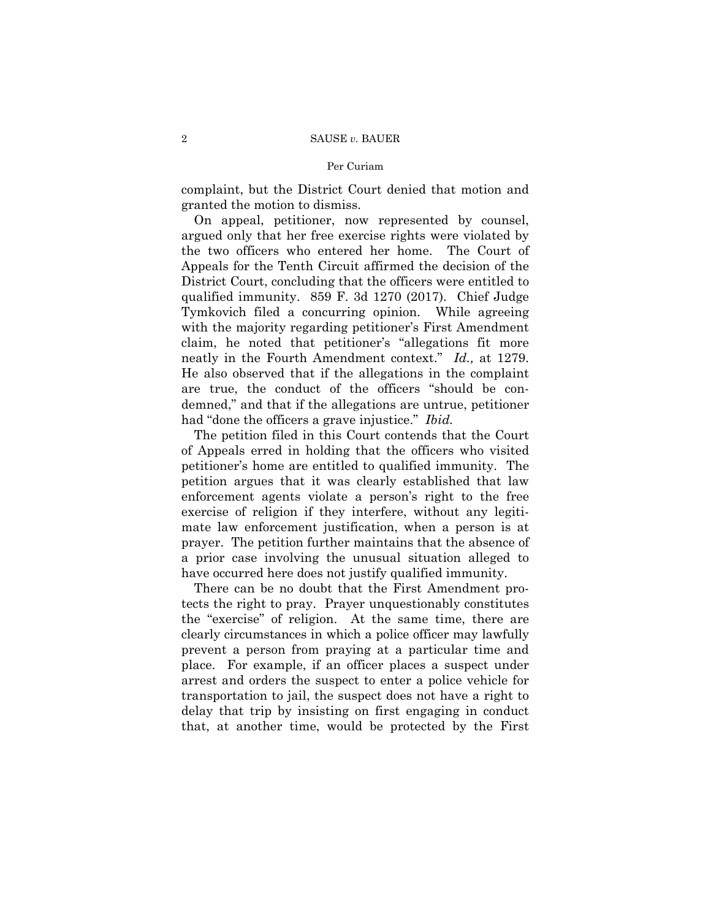complaint, but the District Court denied that motion and granted the motion to dismiss.

On appeal, petitioner, now represented by counsel, argued only that her free exercise rights were violated by the two officers who entered her home. The Court of Appeals for the Tenth Circuit affirmed the decision of the District Court, concluding that the officers were entitled to qualified immunity. 859 F. 3d 1270 (2017). Chief Judge Tymkovich filed a concurring opinion. While agreeing with the majority regarding petitioner's First Amendment claim, he noted that petitioner's "allegations fit more neatly in the Fourth Amendment context." *Id.,* at 1279. He also observed that if the allegations in the complaint are true, the conduct of the officers "should be condemned," and that if the allegations are untrue, petitioner had "done the officers a grave injustice." *Ibid.*

The petition filed in this Court contends that the Court of Appeals erred in holding that the officers who visited petitioner's home are entitled to qualified immunity. The petition argues that it was clearly established that law enforcement agents violate a person's right to the free exercise of religion if they interfere, without any legitimate law enforcement justification, when a person is at prayer. The petition further maintains that the absence of a prior case involving the unusual situation alleged to have occurred here does not justify qualified immunity.

There can be no doubt that the First Amendment protects the right to pray. Prayer unquestionably constitutes the "exercise" of religion. At the same time, there are clearly circumstances in which a police officer may lawfully prevent a person from praying at a particular time and place. For example, if an officer places a suspect under arrest and orders the suspect to enter a police vehicle for transportation to jail, the suspect does not have a right to delay that trip by insisting on first engaging in conduct that, at another time, would be protected by the First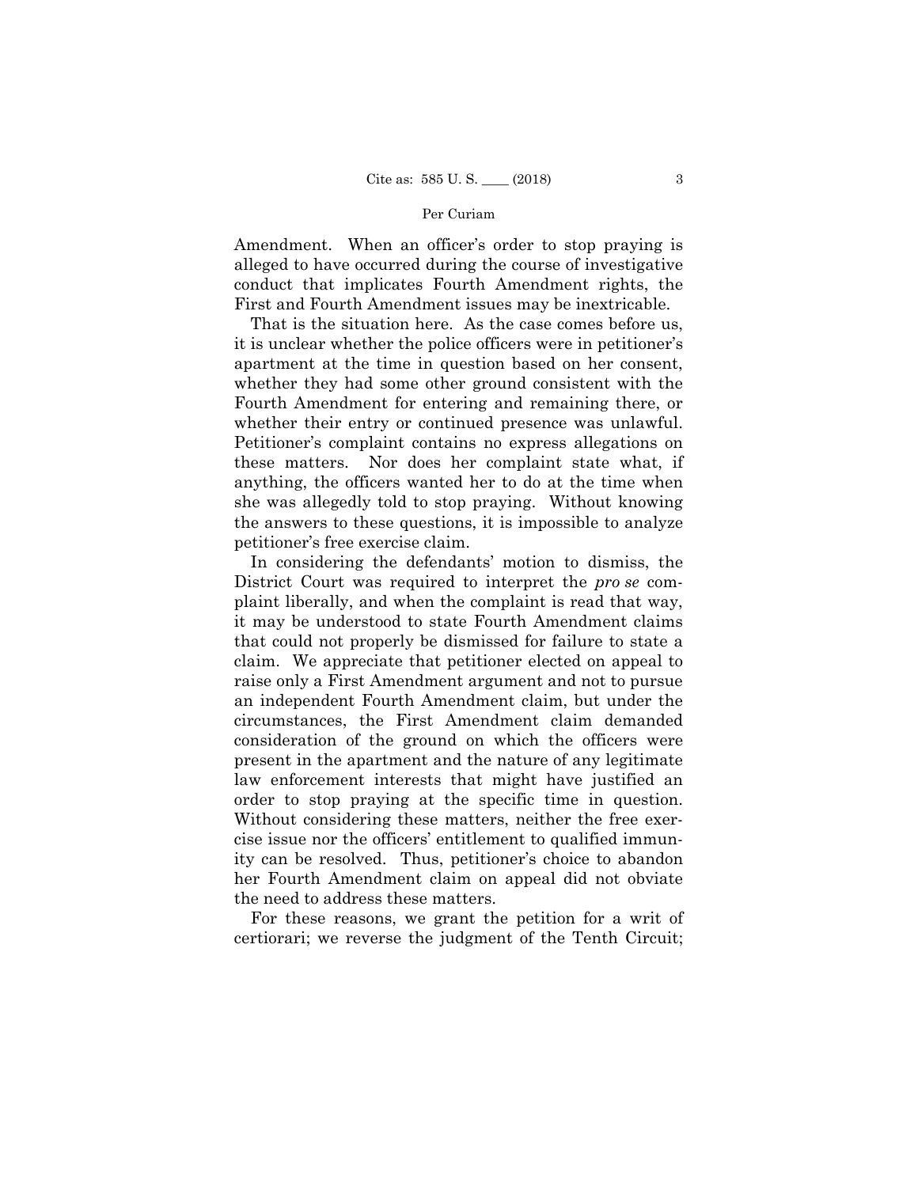Amendment. When an officer's order to stop praying is alleged to have occurred during the course of investigative conduct that implicates Fourth Amendment rights, the First and Fourth Amendment issues may be inextricable.

That is the situation here. As the case comes before us, it is unclear whether the police officers were in petitioner's apartment at the time in question based on her consent, whether they had some other ground consistent with the Fourth Amendment for entering and remaining there, or whether their entry or continued presence was unlawful. Petitioner's complaint contains no express allegations on these matters. Nor does her complaint state what, if anything, the officers wanted her to do at the time when she was allegedly told to stop praying. Without knowing the answers to these questions, it is impossible to analyze petitioner's free exercise claim.

In considering the defendants' motion to dismiss, the District Court was required to interpret the *pro se* complaint liberally, and when the complaint is read that way, it may be understood to state Fourth Amendment claims that could not properly be dismissed for failure to state a claim. We appreciate that petitioner elected on appeal to raise only a First Amendment argument and not to pursue an independent Fourth Amendment claim, but under the circumstances, the First Amendment claim demanded consideration of the ground on which the officers were present in the apartment and the nature of any legitimate law enforcement interests that might have justified an order to stop praying at the specific time in question. Without considering these matters, neither the free exercise issue nor the officers' entitlement to qualified immunity can be resolved. Thus, petitioner's choice to abandon her Fourth Amendment claim on appeal did not obviate the need to address these matters.

For these reasons, we grant the petition for a writ of certiorari; we reverse the judgment of the Tenth Circuit;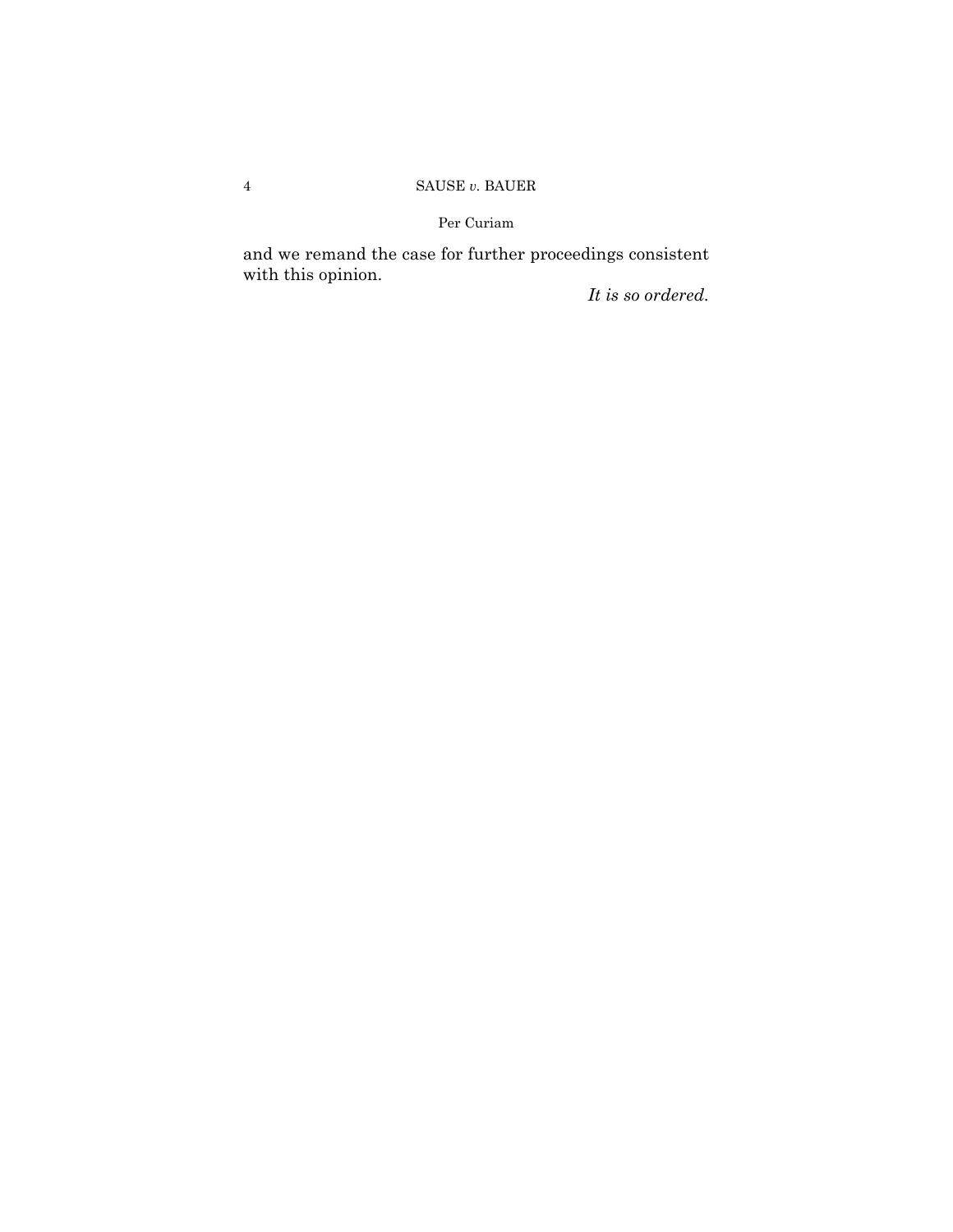and we remand the case for further proceedings consistent with this opinion.

*It is so ordered.*